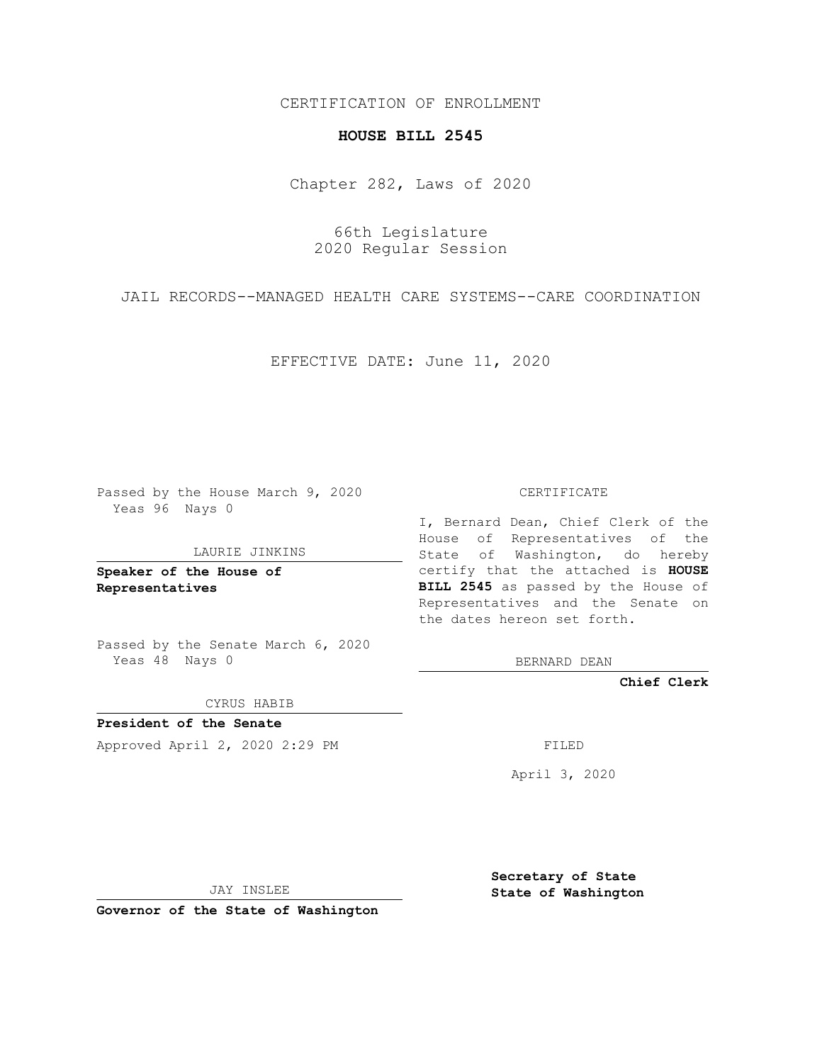CERTIFICATION OF ENROLLMENT

**HOUSE BILL 2545**

Chapter 282, Laws of 2020

66th Legislature
2020 Regular Session

JAIL RECORDS--MANAGED HEALTH CARE SYSTEMS--CARE COORDINATION

EFFECTIVE DATE: June 11, 2020

Passed by the House March 9, 2020
Yeas 96 Nays 0

LAURIE JINKINS

**Speaker of the House of Representatives**

Passed by the Senate March 6, 2020
Yeas 48 Nays 0

CYRUS HABIB

**President of the Senate**

Approved April 2, 2020 2:29 PM

JAY INSLEE

**Governor of the State of Washington**

CERTIFICATE

I, Bernard Dean, Chief Clerk of the House of Representatives of the State of Washington, do hereby certify that the attached is **HOUSE BILL 2545** as passed by the House of Representatives and the Senate on the dates hereon set forth.

BERNARD DEAN

**Chief Clerk**

FILED

April 3, 2020

**Secretary of State**
**State of Washington**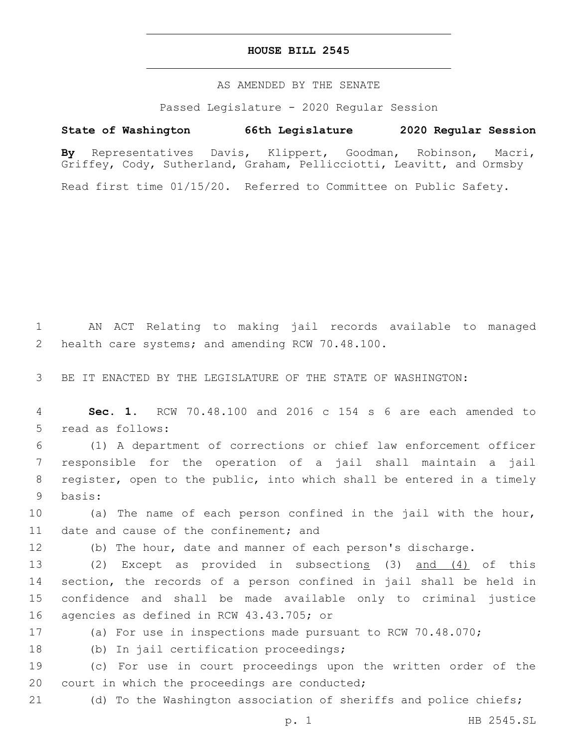# HOUSE BILL 2545

AS AMENDED BY THE SENATE

Passed Legislature - 2020 Regular Session

**State of Washington 66th Legislature 2020 Regular Session**

**By** Representatives Davis, Klippert, Goodman, Robinson, Macri, Griffey, Cody, Sutherland, Graham, Pellicciotti, Leavitt, and Ormsby

Read first time 01/15/20. Referred to Committee on Public Safety.

AN ACT Relating to making jail records available to managed health care systems; and amending RCW 70.48.100.

BE IT ENACTED BY THE LEGISLATURE OF THE STATE OF WASHINGTON:

**Sec. 1.** RCW 70.48.100 and 2016 c 154 s 6 are each amended to read as follows:

(1) A department of corrections or chief law enforcement officer responsible for the operation of a jail shall maintain a jail register, open to the public, into which shall be entered in a timely basis:

(a) The name of each person confined in the jail with the hour, date and cause of the confinement; and

(b) The hour, date and manner of each person's discharge.

(2) Except as provided in subsection<u>s</u> (3) <u>and (4)</u> of this section, the records of a person confined in jail shall be held in confidence and shall be made available only to criminal justice agencies as defined in RCW 43.43.705; or

(a) For use in inspections made pursuant to RCW 70.48.070;

(b) In jail certification proceedings;

(c) For use in court proceedings upon the written order of the court in which the proceedings are conducted;

(d) To the Washington association of sheriffs and police chiefs;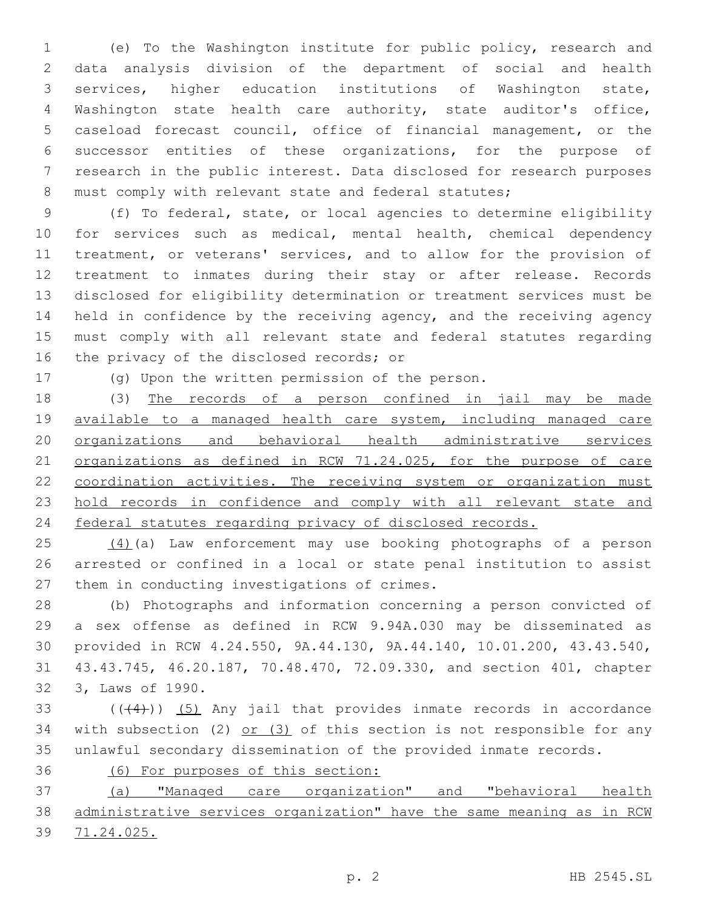(e) To the Washington institute for public policy, research and data analysis division of the department of social and health services, higher education institutions of Washington state, Washington state health care authority, state auditor's office, caseload forecast council, office of financial management, or the successor entities of these organizations, for the purpose of research in the public interest. Data disclosed for research purposes must comply with relevant state and federal statutes;

(f) To federal, state, or local agencies to determine eligibility for services such as medical, mental health, chemical dependency treatment, or veterans' services, and to allow for the provision of treatment to inmates during their stay or after release. Records disclosed for eligibility determination or treatment services must be held in confidence by the receiving agency, and the receiving agency must comply with all relevant state and federal statutes regarding the privacy of the disclosed records; or

(g) Upon the written permission of the person.

(3) <u>The records of a person confined in jail may be made available to a managed health care system, including managed care organizations and behavioral health administrative services organizations as defined in RCW 71.24.025, for the purpose of care coordination activities. The receiving system or organization must hold records in confidence and comply with all relevant state and federal statutes regarding privacy of disclosed records.</u>

<u>(4)</u>(a) Law enforcement may use booking photographs of a person arrested or confined in a local or state penal institution to assist them in conducting investigations of crimes.

(b) Photographs and information concerning a person convicted of a sex offense as defined in RCW 9.94A.030 may be disseminated as provided in RCW 4.24.550, 9A.44.130, 9A.44.140, 10.01.200, 43.43.540, 43.43.745, 46.20.187, 70.48.470, 72.09.330, and section 401, chapter 3, Laws of 1990.

(~~(4)~~) <u>(5)</u> Any jail that provides inmate records in accordance with subsection (2) <u>or (3)</u> of this section is not responsible for any unlawful secondary dissemination of the provided inmate records.

<u>(6) For purposes of this section:</u>

<u>(a) "Managed care organization" and "behavioral health administrative services organization" have the same meaning as in RCW 71.24.025.</u>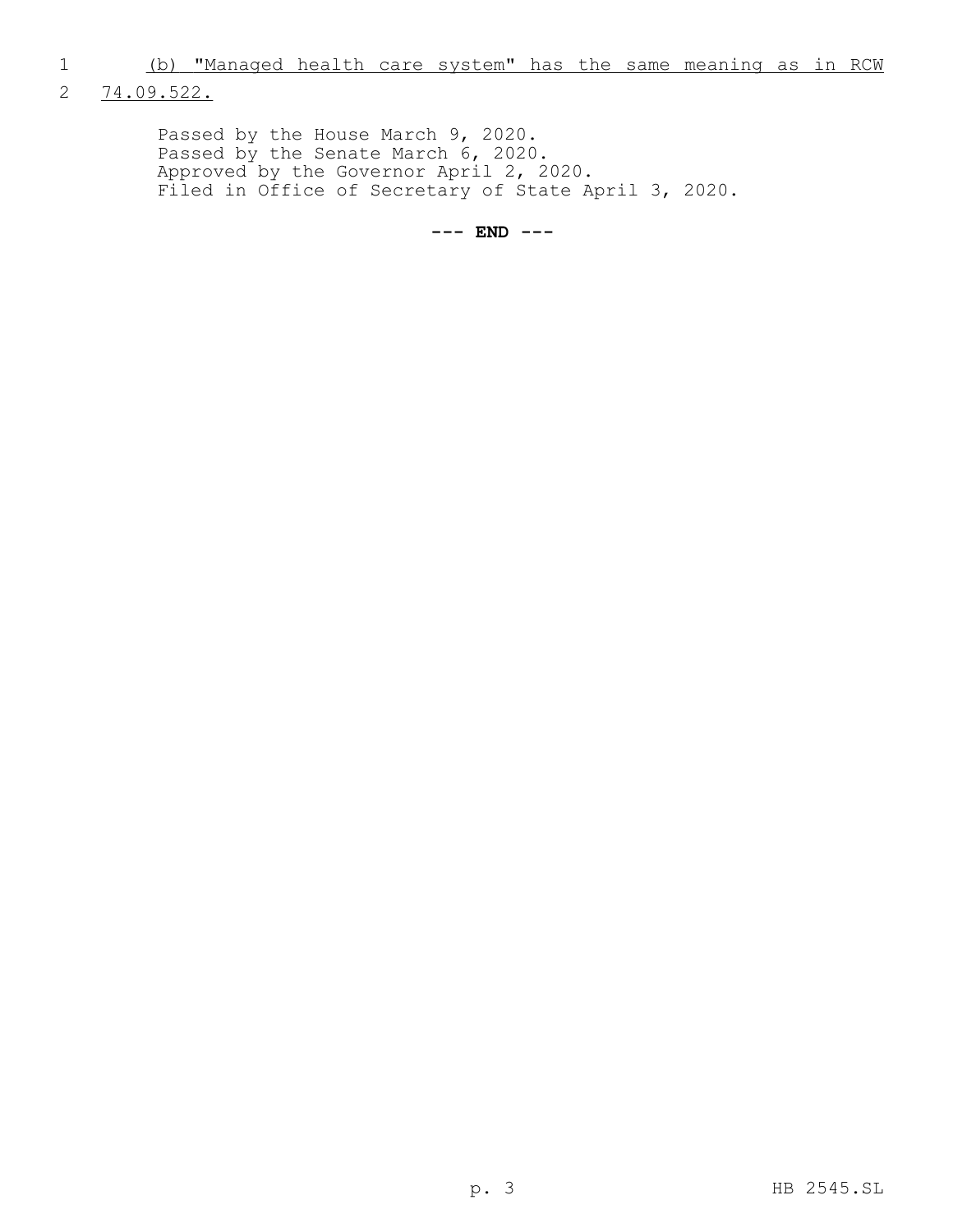(b) "Managed health care system" has the same meaning as in RCW 74.09.522.

Passed by the House March 9, 2020.
Passed by the Senate March 6, 2020.
Approved by the Governor April 2, 2020.
Filed in Office of Secretary of State April 3, 2020.

**--- END ---**